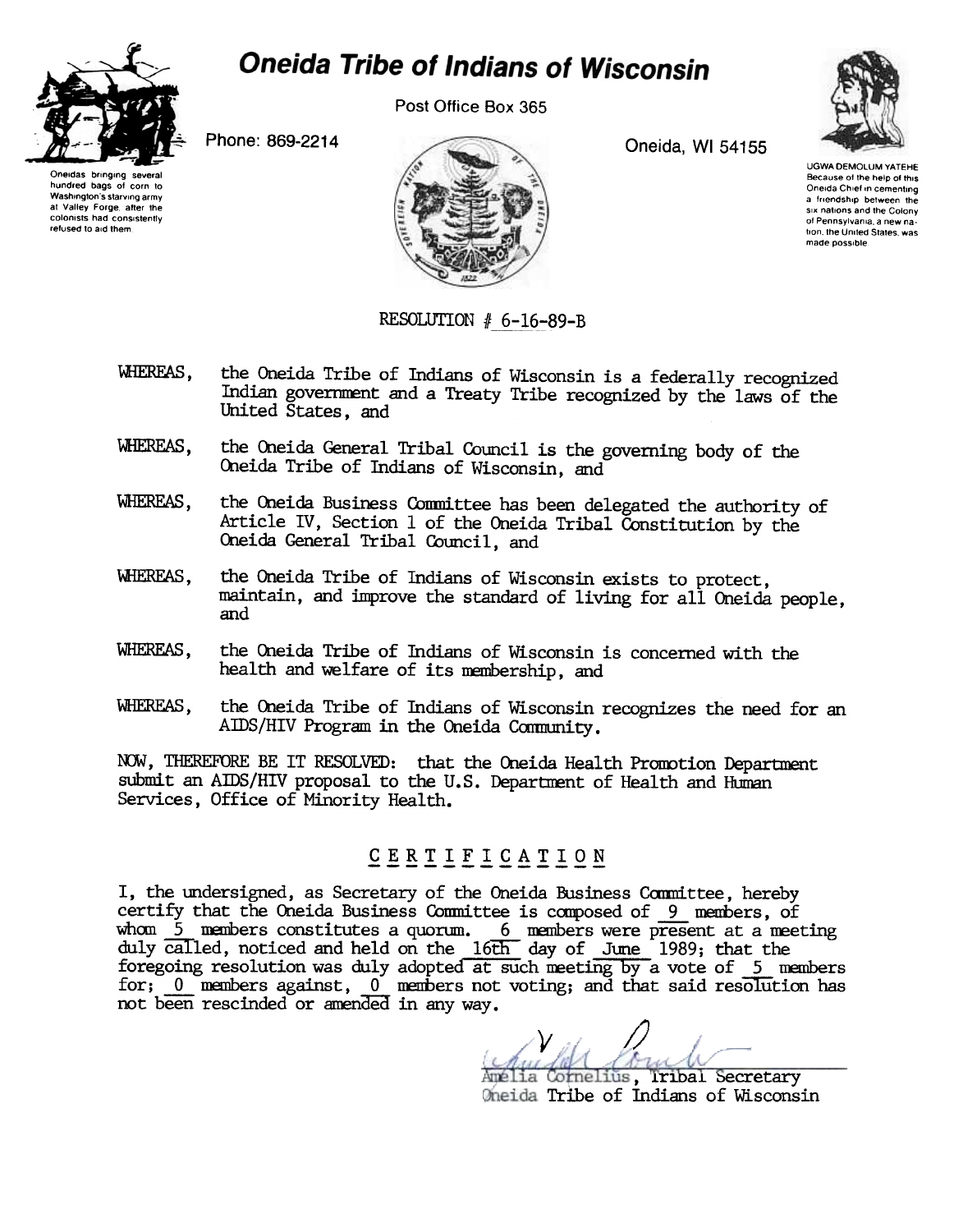# Oneida Tribe of Indians of Wisconsin

Post Office Box 365

Phone: 869-2214

Oneida, WI 54155

Oneidas bringing several hundred bags of corn to Washington's starving army at Valley Forge, after the colonists had consistently refused to aid them.

UGWA DEMOLUM YATEHE
Because of the help of this Oneida Chief in cementing a friendship between the six nations and the Colony of Pennsylvania, a new nation, the United States, was made possible

RESOLUTION # 6-16-89-B

WHEREAS, the Oneida Tribe of Indians of Wisconsin is a federally recognized Indian government and a Treaty Tribe recognized by the laws of the United States, and

WHEREAS, the Oneida General Tribal Council is the governing body of the Oneida Tribe of Indians of Wisconsin, and

WHEREAS, the Oneida Business Committee has been delegated the authority of Article IV, Section 1 of the Oneida Tribal Constitution by the Oneida General Tribal Council, and

WHEREAS, the Oneida Tribe of Indians of Wisconsin exists to protect, maintain, and improve the standard of living for all Oneida people, and

WHEREAS, the Oneida Tribe of Indians of Wisconsin is concerned with the health and welfare of its membership, and

WHEREAS, the Oneida Tribe of Indians of Wisconsin recognizes the need for an AIDS/HIV Program in the Oneida Community.

NOW, THEREFORE BE IT RESOLVED: that the Oneida Health Promotion Department submit an AIDS/HIV proposal to the U.S. Department of Health and Human Services, Office of Minority Health.

## CERTIFICATION

I, the undersigned, as Secretary of the Oneida Business Committee, hereby certify that the Oneida Business Committee is composed of 9 members, of whom 5 members constitutes a quorum. 6 members were present at a meeting duly called, noticed and held on the 16th day of June 1989; that the foregoing resolution was duly adopted at such meeting by a vote of 5 members for; 0 members against, 0 members not voting; and that said resolution has not been rescinded or amended in any way.

Amelia Cornelius, Tribal Secretary
Oneida Tribe of Indians of Wisconsin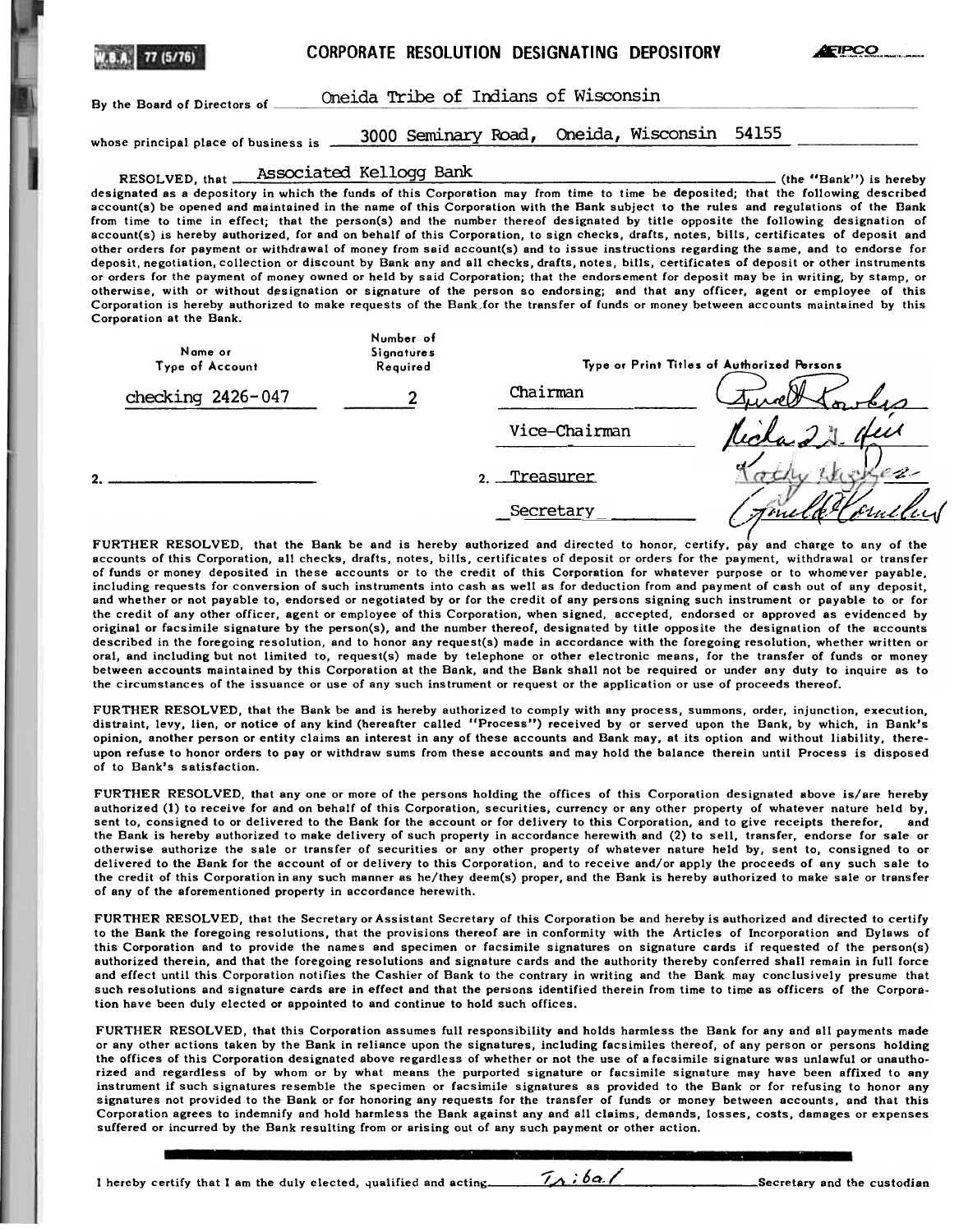W.B.A. 77 (5/76)

# CORPORATE RESOLUTION DESIGNATING DEPOSITORY

By the Board of Directors of Oneida Tribe of Indians of Wisconsin

whose principal place of business is 3000 Seminary Road, Oneida, Wisconsin 54155

RESOLVED, that Associated Kellogg Bank (the "Bank") is hereby designated as a depository in which the funds of this Corporation may from time to time be deposited; that the following described account(s) be opened and maintained in the name of this Corporation with the Bank subject to the rules and regulations of the Bank from time to time in effect; that the person(s) and the number thereof designated by title opposite the following designation of account(s) is hereby authorized, for and on behalf of this Corporation, to sign checks, drafts, notes, bills, certificates of deposit and other orders for payment or withdrawal of money from said account(s) and to issue instructions regarding the same, and to endorse for deposit, negotiation, collection or discount by Bank any and all checks, drafts, notes, bills, certificates of deposit or other instruments or orders for the payment of money owned or held by said Corporation; that the endorsement for deposit may be in writing, by stamp, or otherwise, with or without designation or signature of the person so endorsing; and that any officer, agent or employee of this Corporation is hereby authorized to make requests of the Bank for the transfer of funds or money between accounts maintained by this Corporation at the Bank.

| Name or Type of Account | Number of Signatures Required | Type or Print Titles of Authorized Persons | |
|---|---|---|---|
| checking 2426-047 | 2 | Chairman | [signature] |
| | | Vice-Chairman | [signature] |
| 2. | | 2. Treasurer | [signature] |
| | | Secretary | [signature] |

FURTHER RESOLVED, that the Bank be and is hereby authorized and directed to honor, certify, pay and charge to any of the accounts of this Corporation, all checks, drafts, notes, bills, certificates of deposit or orders for the payment, withdrawal or transfer of funds or money deposited in these accounts or to the credit of this Corporation for whatever purpose or to whomever payable, including requests for conversion of such instruments into cash as well as for deduction from and payment of cash out of any deposit, and whether or not payable to, endorsed or negotiated by or for the credit of any persons signing such instrument or payable to or for the credit of any other officer, agent or employee of this Corporation, when signed, accepted, endorsed or approved as evidenced by original or facsimile signature by the person(s), and the number thereof, designated by title opposite the designation of the accounts described in the foregoing resolution, and to honor any request(s) made in accordance with the foregoing resolution, whether written or oral, and including but not limited to, request(s) made by telephone or other electronic means, for the transfer of funds or money between accounts maintained by this Corporation at the Bank, and the Bank shall not be required or under any duty to inquire as to the circumstances of the issuance or use of any such instrument or request or the application or use of proceeds thereof.

FURTHER RESOLVED, that the Bank be and is hereby authorized to comply with any process, summons, order, injunction, execution, distraint, levy, lien, or notice of any kind (hereafter called "Process") received by or served upon the Bank, by which, in Bank's opinion, another person or entity claims an interest in any of these accounts and Bank may, at its option and without liability, thereupon refuse to honor orders to pay or withdraw sums from these accounts and may hold the balance therein until Process is disposed of to Bank's satisfaction.

FURTHER RESOLVED, that any one or more of the persons holding the offices of this Corporation designated above is/are hereby authorized (1) to receive for and on behalf of this Corporation, securities, currency or any other property of whatever nature held by, sent to, consigned to or delivered to the Bank for the account or for delivery to this Corporation, and to give receipts therefor, and the Bank is hereby authorized to make delivery of such property in accordance herewith and (2) to sell, transfer, endorse for sale or otherwise authorize the sale or transfer of securities or any other property of whatever nature held by, sent to, consigned to or delivered to the Bank for the account of or delivery to this Corporation, and to receive and/or apply the proceeds of any such sale to the credit of this Corporation in any such manner as he/they deem(s) proper, and the Bank is hereby authorized to make sale or transfer of any of the aforementioned property in accordance herewith.

FURTHER RESOLVED, that the Secretary or Assistant Secretary of this Corporation be and hereby is authorized and directed to certify to the Bank the foregoing resolutions, that the provisions thereof are in conformity with the Articles of Incorporation and Bylaws of this Corporation and to provide the names and specimen or facsimile signatures on signature cards if requested of the person(s) authorized therein, and that the foregoing resolutions and signature cards and the authority thereby conferred shall remain in full force and effect until this Corporation notifies the Cashier of Bank to the contrary in writing and the Bank may conclusively presume that such resolutions and signature cards are in effect and that the persons identified therein from time to time as officers of the Corporation have been duly elected or appointed to and continue to hold such offices.

FURTHER RESOLVED, that this Corporation assumes full responsibility and holds harmless the Bank for any and all payments made or any other actions taken by the Bank in reliance upon the signatures, including facsimiles thereof, of any person or persons holding the offices of this Corporation designated above regardless of whether or not the use of a facsimile signature was unlawful or unauthorized and regardless of by whom or by what means the purported signature or facsimile signature may have been affixed to any instrument if such signatures resemble the specimen or facsimile signatures as provided to the Bank or for refusing to honor any signatures not provided to the Bank or for honoring any requests for the transfer of funds or money between accounts, and that this Corporation agrees to indemnify and hold harmless the Bank against any and all claims, demands, losses, costs, damages or expenses suffered or incurred by the Bank resulting from or arising out of any such payment or other action.

I hereby certify that I am the duly elected, qualified and acting Tribal Secretary and the custodian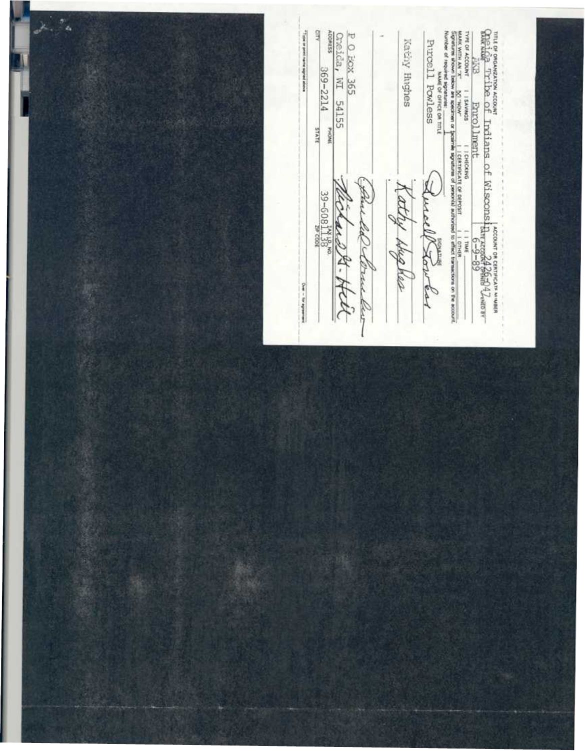TITLE OF ORGANIZATION ACCOUNT

Oneida Tribe of Indians of Wisconsin

ACCOUNT OR CERTIFICATE NUMBER

2426-047

BANK NAME

FNB

Enrollment

DATE ACCOUNT OPENED

6-9-89

OPENED BY

TYPE OF ACCOUNT

MARK WITH AN "X"

[ ] SAVINGS [ ] CHECKING [ ] TIME

[X] "NOW" [ ] CERTIFICATE OF DEPOSIT [ ] OTHER

Signatures shown below are specimen or facsimile signatures of person(s) authorized to effect transactions on the account.

Number of required signatures:

| NAME OF OFFICE OR TITLE | SIGNATURE |
| --- | --- |
| Purcell Powless | Purcell Powless |
| Kathy Hughes | Kathy Hughes |
| | Purcell Powless |
| | Richard A. Hill |

ADDRESS

P O Box 365

Oneida, WI 54155

CITY STATE ZIP CODE

369-2214

PHONE

39-6081138

TAX I.D. NO.

*Type or print name signed above

Over - for agreement